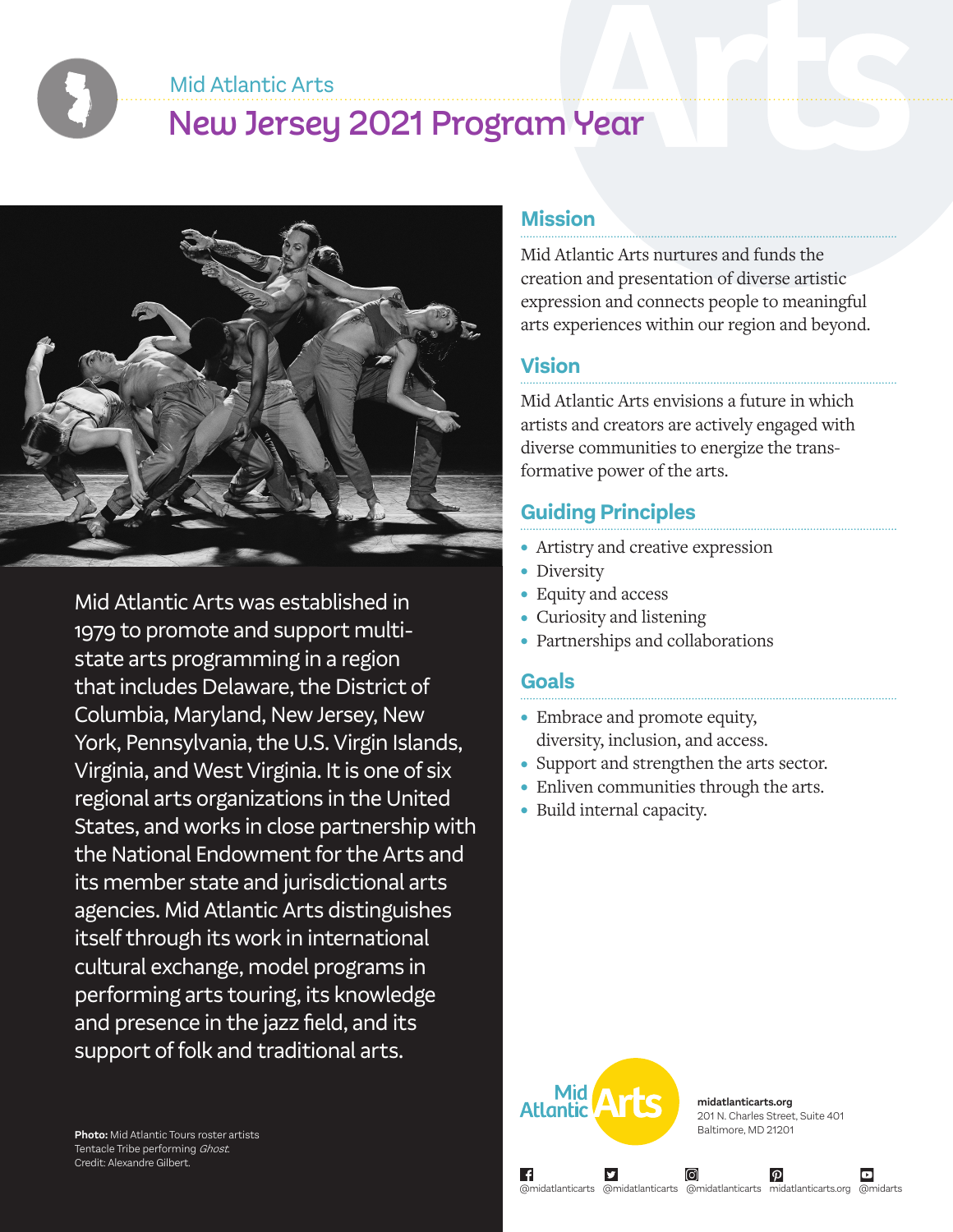Mid Atlantic Arts

# New Jersey 2021 Program Year

Mid Atlantic Arts was established in 1979 to promote and support multi-state arts programming in a region that includes Delaware, the District of Columbia, Maryland, New Jersey, New York, Pennsylvania, the U.S. Virgin Islands, Virginia, and West Virginia. It is one of six regional arts organizations in the United States, and works in close partnership with the National Endowment for the Arts and its member state and jurisdictional arts agencies. Mid Atlantic Arts distinguishes itself through its work in international cultural exchange, model programs in performing arts touring, its knowledge and presence in the jazz field, and its support of folk and traditional arts.

**Photo:** Mid Atlantic Tours roster artists Tentacle Tribe performing *Ghost*. Credit: Alexandre Gilbert.

## Mission

Mid Atlantic Arts nurtures and funds the creation and presentation of diverse artistic expression and connects people to meaningful arts experiences within our region and beyond.

## Vision

Mid Atlantic Arts envisions a future in which artists and creators are actively engaged with diverse communities to energize the transformative power of the arts.

## Guiding Principles

- Artistry and creative expression
- Diversity
- Equity and access
- Curiosity and listening
- Partnerships and collaborations

## Goals

- Embrace and promote equity, diversity, inclusion, and access.
- Support and strengthen the arts sector.
- Enliven communities through the arts.
- Build internal capacity.

Mid Atlantic Arts

**midatlanticarts.org**
201 N. Charles Street, Suite 401
Baltimore, MD 21201

@midatlanticarts @midatlanticarts @midatlanticarts midatlanticarts.org @midarts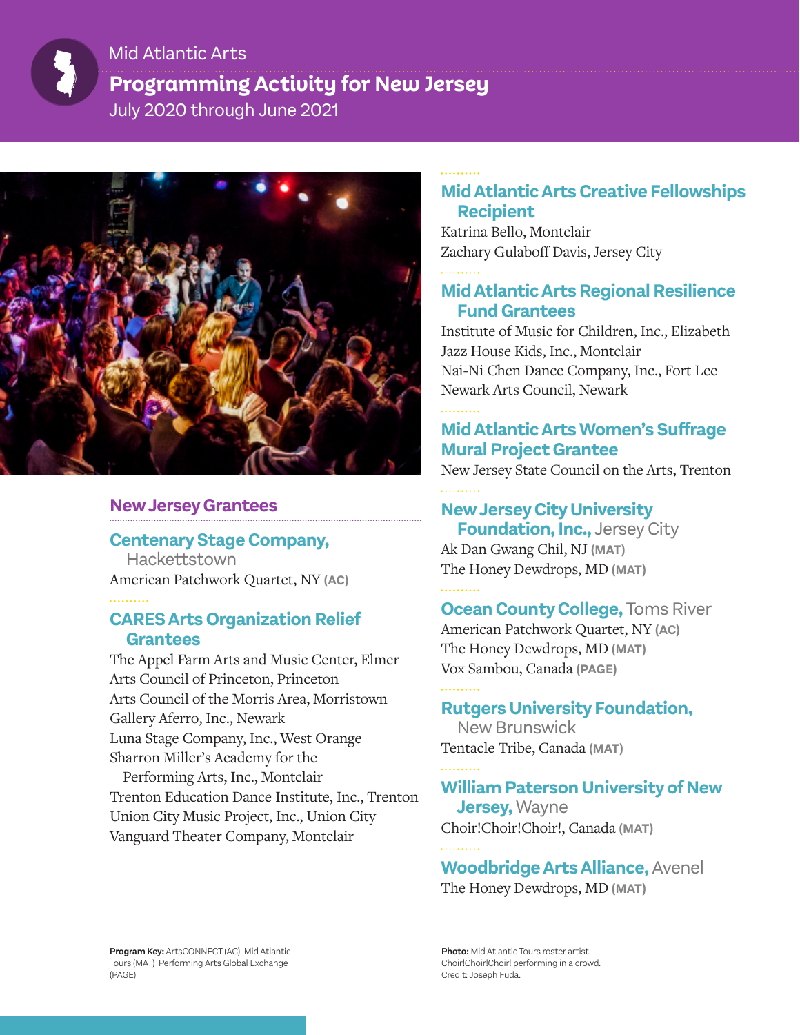Mid Atlantic Arts

# Programming Activity for New Jersey

July 2020 through June 2021

## New Jersey Grantees

### Centenary Stage Company, Hackettstown

American Patchwork Quartet, NY **(AC)**

### CARES Arts Organization Relief Grantees

The Appel Farm Arts and Music Center, Elmer
Arts Council of Princeton, Princeton
Arts Council of the Morris Area, Morristown
Gallery Aferro, Inc., Newark
Luna Stage Company, Inc., West Orange
Sharron Miller's Academy for the Performing Arts, Inc., Montclair
Trenton Education Dance Institute, Inc., Trenton
Union City Music Project, Inc., Union City
Vanguard Theater Company, Montclair

### Mid Atlantic Arts Creative Fellowships Recipient

Katrina Bello, Montclair
Zachary Gulaboff Davis, Jersey City

### Mid Atlantic Arts Regional Resilience Fund Grantees

Institute of Music for Children, Inc., Elizabeth
Jazz House Kids, Inc., Montclair
Nai-Ni Chen Dance Company, Inc., Fort Lee
Newark Arts Council, Newark

### Mid Atlantic Arts Women's Suffrage Mural Project Grantee

New Jersey State Council on the Arts, Trenton

### New Jersey City University Foundation, Inc., Jersey City

Ak Dan Gwang Chil, NJ **(MAT)**
The Honey Dewdrops, MD **(MAT)**

### Ocean County College, Toms River

American Patchwork Quartet, NY **(AC)**
The Honey Dewdrops, MD **(MAT)**
Vox Sambou, Canada **(PAGE)**

### Rutgers University Foundation, New Brunswick

Tentacle Tribe, Canada **(MAT)**

### William Paterson University of New Jersey, Wayne

Choir!Choir!Choir!, Canada **(MAT)**

### Woodbridge Arts Alliance, Avenel

The Honey Dewdrops, MD **(MAT)**

**Program Key:** ArtsCONNECT (AC) Mid Atlantic Tours (MAT) Performing Arts Global Exchange (PAGE)

**Photo:** Mid Atlantic Tours roster artist Choir!Choir!Choir! performing in a crowd. Credit: Joseph Fuda.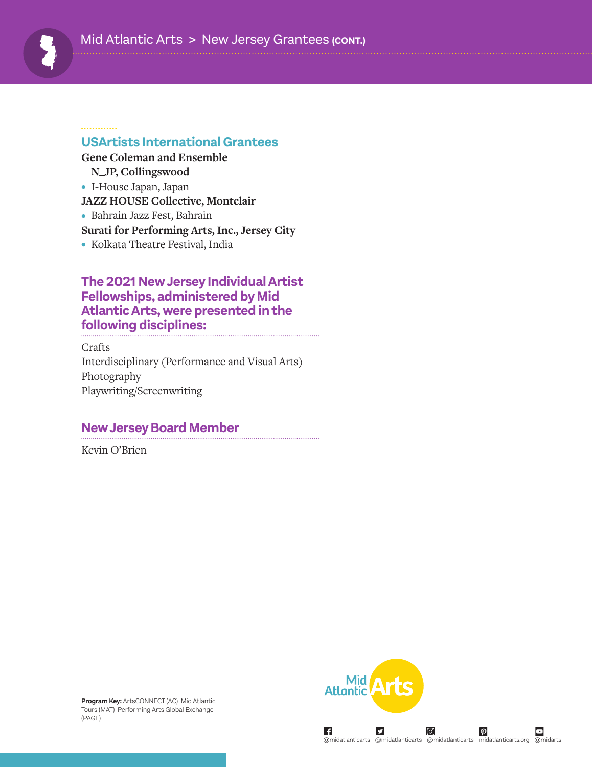## USArtists International Grantees

**Gene Coleman and Ensemble N_JP, Collingswood**

- I-House Japan, Japan

**JAZZ HOUSE Collective, Montclair**

- Bahrain Jazz Fest, Bahrain

**Surati for Performing Arts, Inc., Jersey City**

- Kolkata Theatre Festival, India

## The 2021 New Jersey Individual Artist Fellowships, administered by Mid Atlantic Arts, were presented in the following disciplines:

Crafts
Interdisciplinary (Performance and Visual Arts)
Photography
Playwriting/Screenwriting

## New Jersey Board Member

Kevin O'Brien

**Program Key:** ArtsCONNECT (AC) Mid Atlantic Tours (MAT) Performing Arts Global Exchange (PAGE)